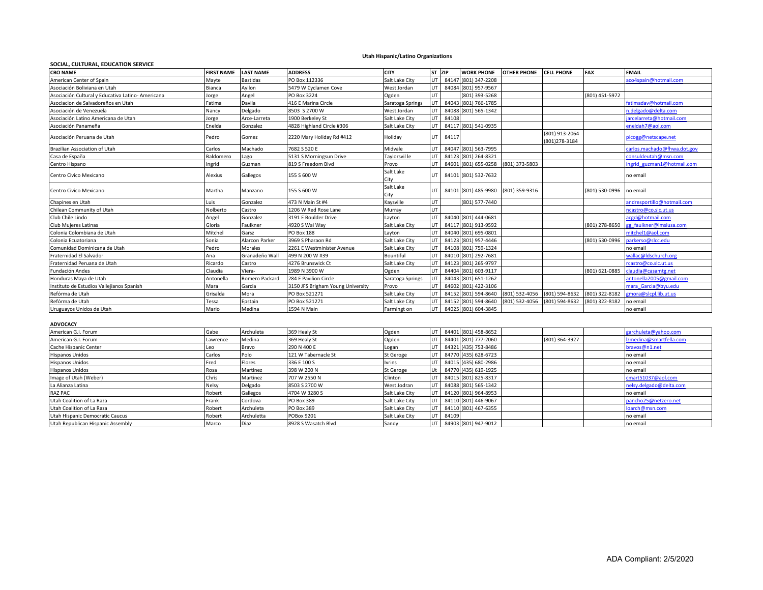# Utah Hispanic/Latino Organizations

## SOCIAL, CULTURAL, EDUCATION SERVICE

| CBO NAME | FIRST NAME | LAST NAME | ADDRESS | CITY | ST | ZIP | WORK PHONE | OTHER PHONE | CELL PHONE | FAX | EMAIL |
|---|---|---|---|---|---|---|---|---|---|---|---|
| American Center of Spain | Mayte | Bastidas | PO Box 112336 | Salt Lake City | UT | 84147 | (801) 347-2208 | | | | aco4spain@hotmail.com |
| Asociación Boliviana en Utah | Bianca | Ayllon | 5479 W Cyclamen Cove | West Jordan | UT | 84084 | (801) 957-9567 | | | | |
| Asociación Cultural y Educativa Latino- Americana | Jorge | Angel | PO Box 3224 | Ogden | UT | | (801) 393-5268 | | | (801) 451-5972 | |
| Asociacion de Salvadoreños en Utah | Fatima | Davila | 416 E Marina Circle | Saratoga Springs | UT | 84043 | (801) 766-1785 | | | | fatimadav@hotmail.com |
| Asociación de Venezuela | Nancy | Delgado | 8503 S 2700 W | West Jordan | UT | 84088 | (801) 565-1342 | | | | n.delgado@delta.com |
| Asociación Latino Americana de Utah | Jorge | Arce-Larreta | 1900 Berkeley St | Salt Lake City | UT | 84108 | | | | | jarcelarreta@hotmail.com |
| Asociación Panameña | Enelda | Gonzalez | 4828 Highland Circle #306 | Salt Lake City | UT | 84117 | (801) 541-0935 | | | | eneldah7@aol.com |
| Asociación Peruana de Utah | Pedro | Gomez | 2220 Mary Holiday Rd #412 | Holiday | UT | 84117 | | | (801) 913-2064 (801)278-3184 | | picogg@netscape.net |
| Brazilian Association of Utah | Carlos | Machado | 7682 S 520 E | Midvale | UT | 84047 | (801) 563-7995 | | | | carlos.machado@fhwa.dot.gov |
| Casa de España | Baldomero | Lago | 5131 S Morningsun Drive | Taylorsvil le | UT | 84123 | (801) 264-8321 | | | | consuldeutah@msn.com |
| Centro Hispano | Ingrid | Guzman | 819 S Freedom Blvd | Provo | UT | 84601 | (801) 655-0258 | (801) 373-5803 | | | ingrid_guzman1@hotmail.com |
| Centro Civico Mexicano | Alexius | Gallegos | 155 S 600 W | Salt Lake City | UT | 84101 | (801) 532-7632 | | | | no email |
| Centro Civico Mexicano | Martha | Manzano | 155 S 600 W | Salt Lake City | UT | 84101 | (801) 485-9980 | (801) 359-9316 | | (801) 530-0996 | no email |
| Chapines en Utah | Luis | Gonzalez | 473 N Main St #4 | Kaysville | UT | | (801) 577-7440 | | | | andresportillo@hotmail.com |
| Chilean Community of Utah | Nolberto | Castro | 1206 W Red Rose Lane | Murray | UT | | | | | | ncastro@co.slc.ut.us |
| Club Chile Lindo | Angel | Gonzalez | 3191 E Boulder Drive | Layton | UT | 84040 | (801) 444-0681 | | | | acgd@hotmail.com |
| Club Mujeres Latinas | Gloria | Faulkner | 4920 S Wai Way | Salt Lake City | UT | 84117 | (801) 913-9592 | | | (801) 278-8650 | gg_faulkner@imsiusa.com |
| Colonia Colombiana de Utah | Mitchel | Garsz | PO Box 188 | Layton | UT | 84040 | (801) 695-0801 | | | | mitchel1@aol.com |
| Colonia Ecuatoriana | Sonia | Alarcon Parker | 3969 S Pharaon Rd | Salt Lake City | UT | 84123 | (801) 957-4446 | | | (801) 530-0996 | parkerso@slcc.edu |
| Comunidad Dominicana de Utah | Pedro | Morales | 2261 E Westminister Avenue | Salt Lake City | UT | 84108 | (801) 759-1324 | | | | no email |
| Fraternidad El Salvador | Ana | Granadeño Wall | 499 N 200 W #39 | Bountiful | UT | 84010 | (801) 292-7681 | | | | wallac@ldschurch.org |
| Fraternidad Peruana de Utah | Ricardo | Castro | 4276 Brunswick Ct | Salt Lake City | UT | 84123 | (801) 265-9797 | | | | rcastro@co.slc.ut.us |
| Fundación Andes | Claudia | Viera- | 1989 N 3900 W | Ogden | UT | 84404 | (801) 603-9117 | | | (801) 621-0885 | claudia@casamtg.net |
| Honduras Maya de Utah | Antonella | Romero Packard | 284 E Pavilion Circle | Saratoga Springs | UT | 84043 | (801) 651-1262 | | | | antonella2005@gmail.com |
| Instituto de Estudios Vallejianos Spanish | Mara | Garcia | 3150 JFS Brigham Young University | Provo | UT | 84602 | (801) 422-3106 | | | | mara_Garcia@byu.edu |
| Refórma de Utah | Grisalda | Mora | PO Box 521271 | Salt Lake City | UT | 84152 | (801) 594-8640 | (801) 532-4056 | (801) 594-8632 | (801) 322-8182 | gmora@slcpl.lib.ut.us |
| Refórma de Utah | Tessa | Epstain | PO Box 521271 | Salt Lake City | UT | 84152 | (801) 594-8640 | (801) 532-4056 | (801) 594-8632 | (801) 322-8182 | no email |
| Uruguayos Unidos de Utah | Mario | Medina | 1594 N Main | Farmingt on | UT | 84025 | (801) 604-3845 | | | | no email |

## ADVOCACY

| CBO NAME | FIRST NAME | LAST NAME | ADDRESS | CITY | ST | ZIP | WORK PHONE | OTHER PHONE | CELL PHONE | FAX | EMAIL |
|---|---|---|---|---|---|---|---|---|---|---|---|
| American G.I. Forum | Gabe | Archuleta | 369 Healy St | Ogden | UT | 84401 | (801) 458-8652 | | | | garchuleta@yahoo.com |
| American G.I. Forum | Lawrence | Medina | 369 Healy St | Ogden | UT | 84401 | (801) 777-2060 | | (801) 364-3927 | | lzmedina@smartfella.com |
| Cache Hispanic Center | Leo | Bravo | 290 N 400 E | Logan | UT | 84321 | (435) 753-8486 | | | | bravos@n1.net |
| Hispanos Unidos | Carlos | Polo | 121 W Tabernacle St | St Geroge | UT | 84770 | (435) 628-6723 | | | | no email |
| Hispanos Unidos | Fred | Flores | 336 E 100 S | Ivrins | UT | 84015 | (435) 680-2986 | | | | no email |
| Hispanos Unidos | Rosa | Martinez | 398 W 200 N | St Geroge | Ut | 84770 | (435) 619-1925 | | | | no email |
| Image of Utah (Weber) | Chris | Martinez | 707 W 2550 N | Clinton | UT | 84015 | (801) 825-8317 | | | | cmart51037@aol.com |
| La Alianza Latina | Nelsy | Delgado | 8503 S 2700 W | West Jodran | UT | 84088 | (801) 565-1342 | | | | nelsy.delgado@delta.com |
| RAZ PAC | Robert | Gallegos | 4704 W 3280 S | Salt Lake City | UT | 84120 | (801) 964-8953 | | | | no email |
| Utah Coalition of La Raza | Frank | Cordova | PO Box 389 | Salt Lake City | UT | 84110 | (801) 446-9067 | | | | pancho25@netzero.net |
| Utah Coalition of La Raza | Robert | Archuleta | PO Box 389 | Salt Lake City | UT | 84110 | (801) 467-6355 | | | | loarch@msn.com |
| Utah Hispanic Democratic Caucus | Robert | Archuletta | POBox 9201 | Salt Lake City | UT | 84109 | | | | | no email |
| Utah Republican Hispanic Assembly | Marco | Diaz | 8928 S Wasatch Blvd | Sandy | UT | 84903 | (801) 947-9012 | | | | no email |

ADA Compliant: 2/5/2020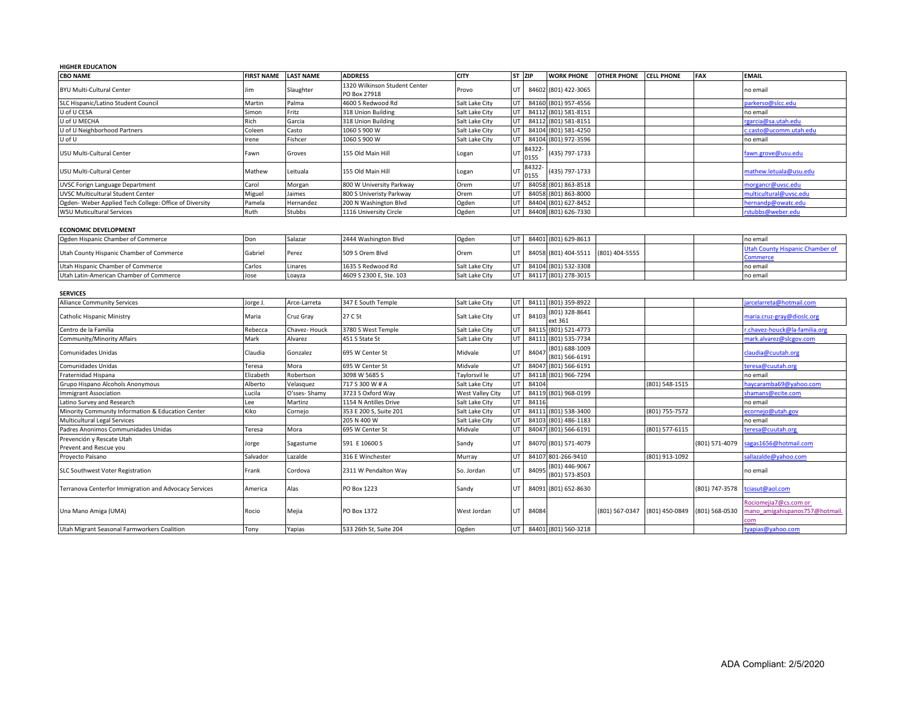**HIGHER EDUCATION**

| CBO NAME | FIRST NAME | LAST NAME | ADDRESS | CITY | ST | ZIP | WORK PHONE | OTHER PHONE | CELL PHONE | FAX | EMAIL |
|---|---|---|---|---|---|---|---|---|---|---|---|
| BYU Multi-Cultural Center | Jim | Slaughter | 1320 Wilkinson Student Center PO Box 27918 | Provo | UT | 84602 | (801) 422-3065 | | | | no email |
| SLC Hispanic/Latino Student Council | Martin | Palma | 4600 S Redwood Rd | Salt Lake City | UT | 84160 | (801) 957-4556 | | | | parkerso@slcc.edu |
| U of U CESA | Simon | Fritz | 318 Union Building | Salt Lake City | UT | 84112 | (801) 581-8151 | | | | no email |
| U of U MECHA | Rich | Garcia | 318 Union Building | Salt Lake City | UT | 84112 | (801) 581-8151 | | | | rgarcia@sa.utah.edu |
| U of U Neighborhood Partners | Coleen | Casto | 1060 S 900 W | Salt Lake City | UT | 84104 | (801) 581-4250 | | | | c.casto@ucomm.utah.edu |
| U of U | Irene | Fishcer | 1060 S 900 W | Salt Lake City | UT | 84104 | (801) 972-3596 | | | | no email |
| USU Multi-Cultural Center | Fawn | Groves | 155 Old Main Hill | Logan | UT | 84322-0155 | (435) 797-1733 | | | | fawn.grove@usu.edu |
| USU Multi-Cultural Center | Mathew | Leituala | 155 Old Main Hill | Logan | UT | 84322-0155 | (435) 797-1733 | | | | mathew.letuala@usu.edu |
| UVSC Forign Language Department | Carol | Morgan | 800 W University Parkway | Orem | UT | 84058 | (801) 863-8518 | | | | morgancr@uvsc.edu |
| UVSC Multicultural Student Center | Miguel | Jaimes | 800 S Univeristy Parkway | Orem | UT | 84058 | (801) 863-8000 | | | | multicultural@uvsc.edu |
| Ogden- Weber Applied Tech College: Office of Diversity | Pamela | Hernandez | 200 N Washington Blvd | Ogden | UT | 84404 | (801) 627-8452 | | | | hernandp@owatc.edu |
| WSU Muticultural Services | Ruth | Stubbs | 1116 University Circle | Ogden | UT | 84408 | (801) 626-7330 | | | | rstubbs@weber.edu |

**ECONOMIC DEVELOPMENT**

| CBO NAME | FIRST NAME | LAST NAME | ADDRESS | CITY | ST | ZIP | WORK PHONE | OTHER PHONE | CELL PHONE | FAX | EMAIL |
|---|---|---|---|---|---|---|---|---|---|---|---|
| Ogden Hispanic Chamber of Commerce | Don | Salazar | 2444 Washington Blvd | Ogden | UT | 84401 | (801) 629-8613 | | | | no email |
| Utah County Hispanic Chamber of Commerce | Gabriel | Perez | 509 S Orem Blvd | Orem | UT | 84058 | (801) 404-5511 | (801) 404-5555 | | | Utah County Hispanic Chamber of Commerce |
| Utah Hispanic Chamber of Commerce | Carlos | Linares | 1635 S Redwood Rd | Salt Lake City | UT | 84104 | (801) 532-3308 | | | | no email |
| Utah Latin-American Chamber of Commerce | Jose | Loayza | 4609 S 2300 E, Ste. 103 | Salt Lake City | UT | 84117 | (801) 278-3015 | | | | no email |

**SERVICES**

| CBO NAME | FIRST NAME | LAST NAME | ADDRESS | CITY | ST | ZIP | WORK PHONE | OTHER PHONE | CELL PHONE | FAX | EMAIL |
|---|---|---|---|---|---|---|---|---|---|---|---|
| Alliance Community Services | Jorge J. | Arce-Larreta | 347 E South Temple | Salt Lake City | UT | 84111 | (801) 359-8922 | | | | jarcelarreta@hotmail.com |
| Catholic Hispanic Ministry | Maria | Cruz Gray | 27 C St | Salt Lake City | UT | 84103 | (801) 328-8641 ext 361 | | | | maria.cruz-gray@dioslc.org |
| Centro de la Familia | Rebecca | Chavez- Houck | 3780 S West Temple | Salt Lake City | UT | 84115 | (801) 521-4773 | | | | r.chavez-houck@la-familia.org |
| Community/Minority Affairs | Mark | Alvarez | 451 S State St | Salt Lake City | UT | 84111 | (801) 535-7734 | | | | mark.alvarez@slcgov.com |
| Comunidades Unidas | Claudia | Gonzalez | 695 W Center St | Midvale | UT | 84047 | (801) 688-1009 (801) 566-6191 | | | | claudia@cuutah.org |
| Comunidades Unidas | Teresa | Mora | 695 W Center St | Midvale | UT | 84047 | (801) 566-6191 | | | | teresa@cuutah.org |
| Fraternidad Hispana | Elizabeth | Robertson | 3098 W 5685 S | Taylorsvil le | UT | 84118 | (801) 966-7294 | | | | no email |
| Grupo Hispano Alcohols Anonymous | Alberto | Velasquez | 717 S 300 W # A | Salt Lake City | UT | 84104 | | | (801) 548-1515 | | haycaramba69@yahoo.com |
| Immigrant Association | Lucila | O'sses- Shamy | 3723 S Oxford Way | West Valley City | UT | 84119 | (801) 968-0199 | | | | shamans@ecite.com |
| Latino Survey and Research | Lee | Martinz | 1154 N Antilles Drive | Salt Lake City | UT | 84116 | | | | | no email |
| Minority Community Information & Education Center | Kiko | Cornejo | 353 E 200 S, Suite 201 | Salt Lake City | UT | 84111 | (801) 538-3400 | | (801) 755-7572 | | ecornejo@utah.gov |
| Multicultural Legal Services | | | 205 N 400 W | Salt Lake City | UT | 84103 | (801) 486-1183 | | | | no email |
| Padres Anonimos Communidades Unidas | Teresa | Mora | 695 W Center St | Midvale | UT | 84047 | (801) 566-6191 | | (801) 577-6115 | | teresa@cuutah.org |
| Prevención y Rescate Utah Prevent and Rescue you | Jorge | Sagastume | 591 E 10600 S | Sandy | UT | 84070 | (801) 571-4079 | | | (801) 571-4079 | sagas1656@hotmail.com |
| Proyecto Paisano | Salvador | Lazalde | 316 E Winchester | Murray | UT | 84107 | 801-266-9410 | | (801) 913-1092 | | sallazalde@yahoo.com |
| SLC Southwest Voter Registration | Frank | Cordova | 2311 W Pendalton Way | So. Jordan | UT | 84095 | (801) 446-9067 (801) 573-8503 | | | | no email |
| Terranova Centerfor Immigration and Advocacy Services | America | Alas | PO Box 1223 | Sandy | UT | 84091 | (801) 652-8630 | | | (801) 747-3578 | tciasut@aol.com |
| Una Mano Amiga (UMA) | Rocio | Mejia | PO Box 1372 | West Jordan | UT | 84084 | | (801) 567-0347 | (801) 450-0849 | (801) 568-0530 | Rociomejia7@cs.com or mano_amigahispanos757@hotmail.com |
| Utah Migrant Seasonal Farmworkers Coalition | Tony | Yapias | 533 26th St, Suite 204 | Ogden | UT | 84401 | (801) 560-3218 | | | | tyapias@yahoo.com |

ADA Compliant: 2/5/2020